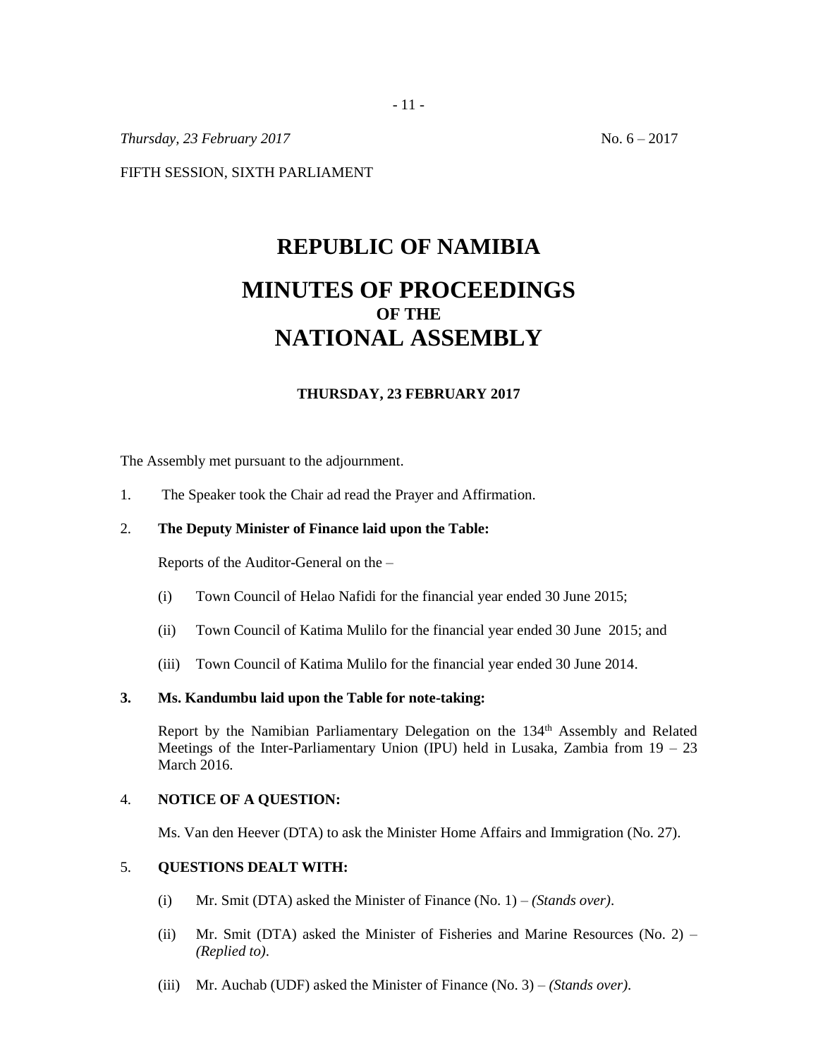*Thursday, 23 February 2017* No. 6 – 2017

FIFTH SESSION, SIXTH PARLIAMENT

# REPUBLIC OF NAMIBIA

# MINUTES OF PROCEEDINGS
## OF THE
# NATIONAL ASSEMBLY

### THURSDAY, 23 FEBRUARY 2017

The Assembly met pursuant to the adjournment.

1. The Speaker took the Chair ad read the Prayer and Affirmation.

2. **The Deputy Minister of Finance laid upon the Table:**

   Reports of the Auditor-General on the –

   (i) Town Council of Helao Nafidi for the financial year ended 30 June 2015;

   (ii) Town Council of Katima Mulilo for the financial year ended 30 June 2015; and

   (iii) Town Council of Katima Mulilo for the financial year ended 30 June 2014.

3. **Ms. Kandumbu laid upon the Table for note-taking:**

   Report by the Namibian Parliamentary Delegation on the 134th Assembly and Related Meetings of the Inter-Parliamentary Union (IPU) held in Lusaka, Zambia from 19 – 23 March 2016.

4. **NOTICE OF A QUESTION:**

   Ms. Van den Heever (DTA) to ask the Minister Home Affairs and Immigration (No. 27).

5. **QUESTIONS DEALT WITH:**

   (i) Mr. Smit (DTA) asked the Minister of Finance (No. 1) – *(Stands over)*.

   (ii) Mr. Smit (DTA) asked the Minister of Fisheries and Marine Resources (No. 2) – *(Replied to)*.

   (iii) Mr. Auchab (UDF) asked the Minister of Finance (No. 3) – *(Stands over)*.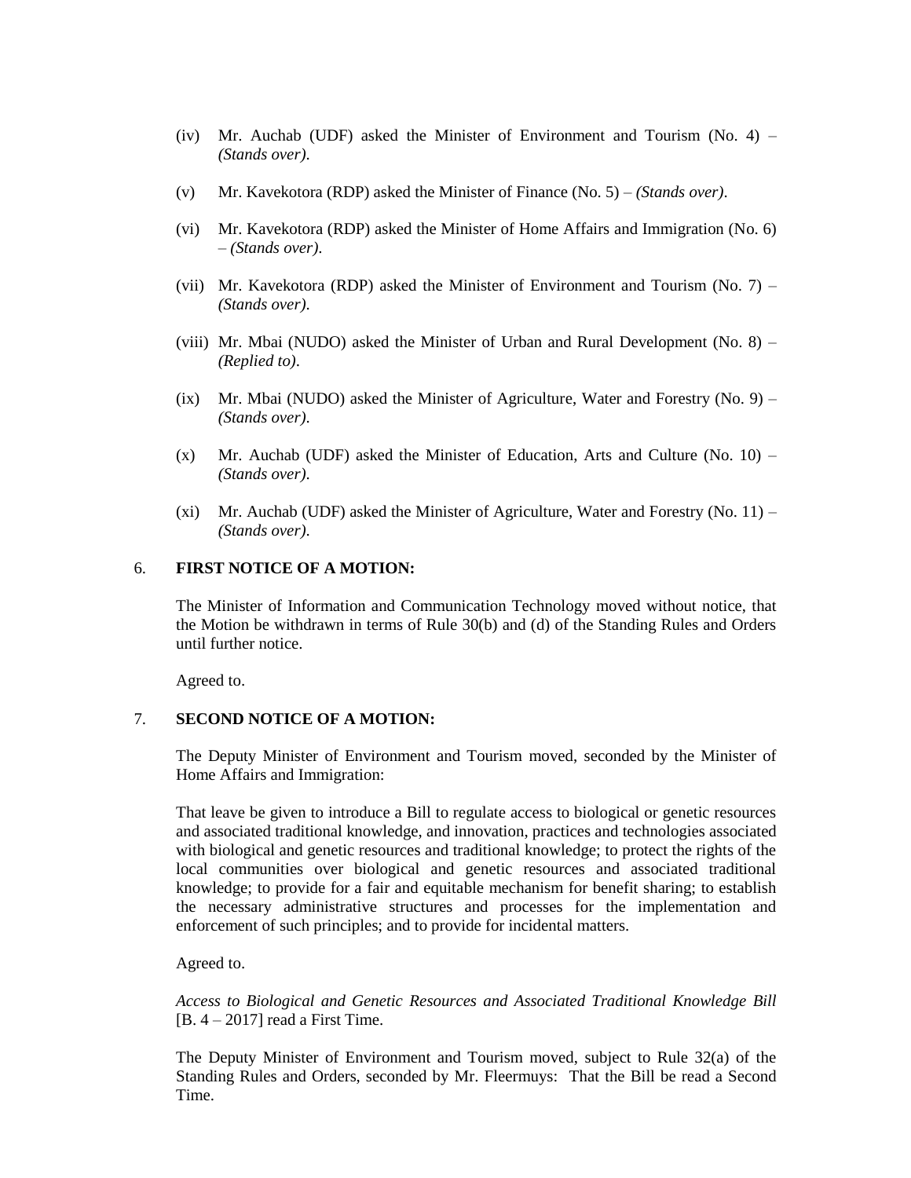(iv) Mr. Auchab (UDF) asked the Minister of Environment and Tourism (No. 4) – *(Stands over).*

(v) Mr. Kavekotora (RDP) asked the Minister of Finance (No. 5) – *(Stands over).*

(vi) Mr. Kavekotora (RDP) asked the Minister of Home Affairs and Immigration (No. 6) – *(Stands over).*

(vii) Mr. Kavekotora (RDP) asked the Minister of Environment and Tourism (No. 7) – *(Stands over).*

(viii) Mr. Mbai (NUDO) asked the Minister of Urban and Rural Development (No. 8) – *(Replied to).*

(ix) Mr. Mbai (NUDO) asked the Minister of Agriculture, Water and Forestry (No. 9) – *(Stands over).*

(x) Mr. Auchab (UDF) asked the Minister of Education, Arts and Culture (No. 10) – *(Stands over).*

(xi) Mr. Auchab (UDF) asked the Minister of Agriculture, Water and Forestry (No. 11) – *(Stands over).*

6. **FIRST NOTICE OF A MOTION:**

The Minister of Information and Communication Technology moved without notice, that the Motion be withdrawn in terms of Rule 30(b) and (d) of the Standing Rules and Orders until further notice.

Agreed to.

7. **SECOND NOTICE OF A MOTION:**

The Deputy Minister of Environment and Tourism moved, seconded by the Minister of Home Affairs and Immigration:

That leave be given to introduce a Bill to regulate access to biological or genetic resources and associated traditional knowledge, and innovation, practices and technologies associated with biological and genetic resources and traditional knowledge; to protect the rights of the local communities over biological and genetic resources and associated traditional knowledge; to provide for a fair and equitable mechanism for benefit sharing; to establish the necessary administrative structures and processes for the implementation and enforcement of such principles; and to provide for incidental matters.

Agreed to.

*Access to Biological and Genetic Resources and Associated Traditional Knowledge Bill* [B. 4 – 2017] read a First Time.

The Deputy Minister of Environment and Tourism moved, subject to Rule 32(a) of the Standing Rules and Orders, seconded by Mr. Fleermuys: That the Bill be read a Second Time.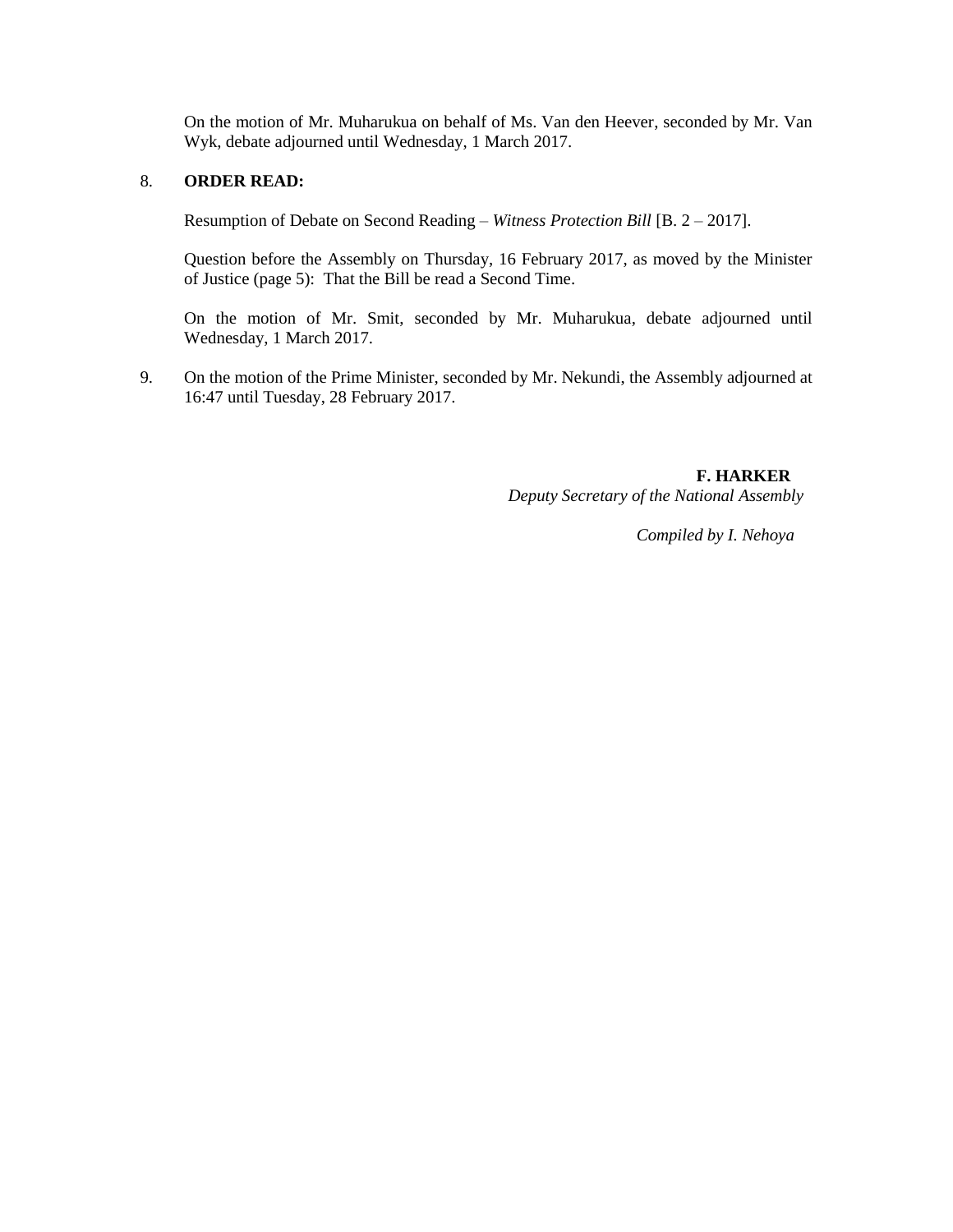On the motion of Mr. Muharukua on behalf of Ms. Van den Heever, seconded by Mr. Van Wyk, debate adjourned until Wednesday, 1 March 2017.

8. **ORDER READ:**

   Resumption of Debate on Second Reading – *Witness Protection Bill* [B. 2 – 2017].

   Question before the Assembly on Thursday, 16 February 2017, as moved by the Minister of Justice (page 5): That the Bill be read a Second Time.

   On the motion of Mr. Smit, seconded by Mr. Muharukua, debate adjourned until Wednesday, 1 March 2017.

9. On the motion of the Prime Minister, seconded by Mr. Nekundi, the Assembly adjourned at 16:47 until Tuesday, 28 February 2017.

**F. HARKER**
*Deputy Secretary of the National Assembly*

*Compiled by I. Nehoya*